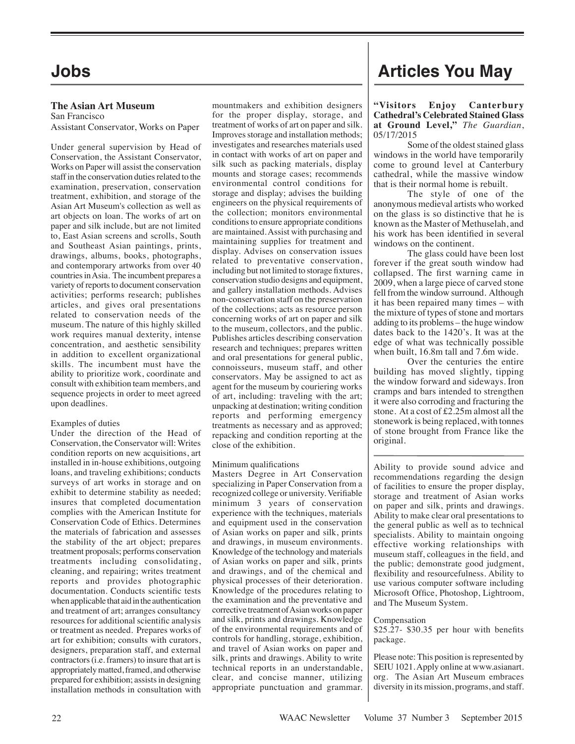# Jobs

### The Asian Art Museum

San Francisco
Assistant Conservator, Works on Paper

Under general supervision by Head of Conservation, the Assistant Conservator, Works on Paper will assist the conservation staff in the conservation duties related to the examination, preservation, conservation treatment, exhibition, and storage of the Asian Art Museum's collection as well as art objects on loan. The works of art on paper and silk include, but are not limited to, East Asian screens and scrolls, South and Southeast Asian paintings, prints, drawings, albums, books, photographs, and contemporary artworks from over 40 countries in Asia. The incumbent prepares a variety of reports to document conservation activities; performs research; publishes articles, and gives oral presentations related to conservation needs of the museum. The nature of this highly skilled work requires manual dexterity, intense concentration, and aesthetic sensibility in addition to excellent organizational skills. The incumbent must have the ability to prioritize work, coordinate and consult with exhibition team members, and sequence projects in order to meet agreed upon deadlines.

Examples of duties

Under the direction of the Head of Conservation, the Conservator will: Writes condition reports on new acquisitions, art installed in in-house exhibitions, outgoing loans, and traveling exhibitions; conducts surveys of art works in storage and on exhibit to determine stability as needed; insures that completed documentation complies with the American Institute for Conservation Code of Ethics. Determines the materials of fabrication and assesses the stability of the art object; prepares treatment proposals; performs conservation treatments including consolidating, cleaning, and repairing; writes treatment reports and provides photographic documentation. Conducts scientific tests when applicable that aid in the authentication and treatment of art; arranges consultancy resources for additional scientific analysis or treatment as needed. Prepares works of art for exhibition; consults with curators, designers, preparation staff, and external contractors (i.e. framers) to insure that art is appropriately matted, framed, and otherwise prepared for exhibition; assists in designing installation methods in consultation with mountmakers and exhibition designers for the proper display, storage, and treatment of works of art on paper and silk. Improves storage and installation methods; investigates and researches materials used in contact with works of art on paper and silk such as packing materials, display mounts and storage cases; recommends environmental control conditions for storage and display; advises the building engineers on the physical requirements of the collection; monitors environmental conditions to ensure appropriate conditions are maintained. Assist with purchasing and maintaining supplies for treatment and display. Advises on conservation issues related to preventative conservation, including but not limited to storage fixtures, conservation studio designs and equipment, and gallery installation methods. Advises non-conservation staff on the preservation of the collections; acts as resource person concerning works of art on paper and silk to the museum, collectors, and the public. Publishes articles describing conservation research and techniques; prepares written and oral presentations for general public, connoisseurs, museum staff, and other conservators. May be assigned to act as agent for the museum by couriering works of art, including: traveling with the art; unpacking at destination; writing condition reports and performing emergency treatments as necessary and as approved; repacking and condition reporting at the close of the exhibition.

Minimum qualifications

Masters Degree in Art Conservation specializing in Paper Conservation from a recognized college or university. Verifiable minimum 3 years of conservation experience with the techniques, materials and equipment used in the conservation of Asian works on paper and silk, prints and drawings, in museum environments. Knowledge of the technology and materials of Asian works on paper and silk, prints and drawings, and of the chemical and physical processes of their deterioration. Knowledge of the procedures relating to the examination and the preventative and corrective treatment of Asian works on paper and silk, prints and drawings. Knowledge of the environmental requirements and of controls for handling, storage, exhibition, and travel of Asian works on paper and silk, prints and drawings. Ability to write technical reports in an understandable, clear, and concise manner, utilizing appropriate punctuation and grammar. Ability to provide sound advice and recommendations regarding the design of facilities to ensure the proper display, storage and treatment of Asian works on paper and silk, prints and drawings. Ability to make clear oral presentations to the general public as well as to technical specialists. Ability to maintain ongoing effective working relationships with museum staff, colleagues in the field, and the public; demonstrate good judgment, flexibility and resourcefulness. Ability to use various computer software including Microsoft Office, Photoshop, Lightroom, and The Museum System.

Compensation

$25.27- $30.35 per hour with benefits package.

Please note: This position is represented by SEIU 1021. Apply online at www.asianart.org. The Asian Art Museum embraces diversity in its mission, programs, and staff.

# Articles You May

**"Visitors Enjoy Canterbury Cathedral's Celebrated Stained Glass at Ground Level,"** *The Guardian*, 05/17/2015

Some of the oldest stained glass windows in the world have temporarily come to ground level at Canterbury cathedral, while the massive window that is their normal home is rebuilt.

The style of one of the anonymous medieval artists who worked on the glass is so distinctive that he is known as the Master of Methuselah, and his work has been identified in several windows on the continent.

The glass could have been lost forever if the great south window had collapsed. The first warning came in 2009, when a large piece of carved stone fell from the window surround. Although it has been repaired many times – with the mixture of types of stone and mortars adding to its problems – the huge window dates back to the 1420's. It was at the edge of what was technically possible when built, 16.8m tall and 7.6m wide.

Over the centuries the entire building has moved slightly, tipping the window forward and sideways. Iron cramps and bars intended to strengthen it were also corroding and fracturing the stone. At a cost of £2.25m almost all the stonework is being replaced, with tonnes of stone brought from France like the original.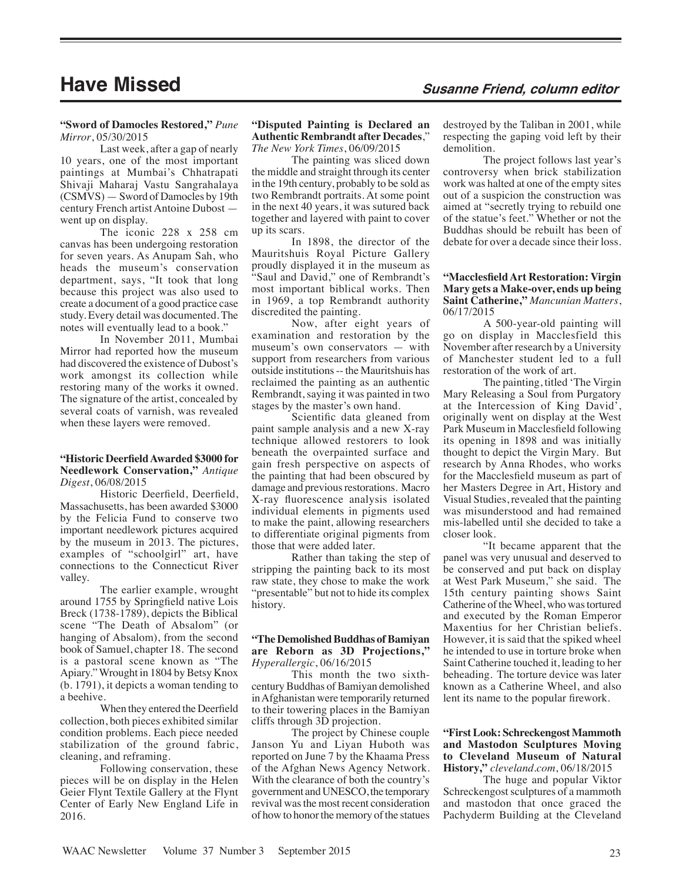# Have Missed

*Susanne Friend, column editor*

**"Sword of Damocles Restored,"** *Pune Mirror*, 05/30/2015

Last week, after a gap of nearly 10 years, one of the most important paintings at Mumbai's Chhatrapati Shivaji Maharaj Vastu Sangrahalaya (CSMVS) — Sword of Damocles by 19th century French artist Antoine Dubost — went up on display.

The iconic 228 x 258 cm canvas has been undergoing restoration for seven years. As Anupam Sah, who heads the museum's conservation department, says, "It took that long because this project was also used to create a document of a good practice case study. Every detail was documented. The notes will eventually lead to a book."

In November 2011, Mumbai Mirror had reported how the museum had discovered the existence of Dubost's work amongst its collection while restoring many of the works it owned. The signature of the artist, concealed by several coats of varnish, was revealed when these layers were removed.

**"Historic Deerfield Awarded $3000 for Needlework Conservation,"** *Antique Digest*, 06/08/2015

Historic Deerfield, Deerfield, Massachusetts, has been awarded $3000 by the Felicia Fund to conserve two important needlework pictures acquired by the museum in 2013. The pictures, examples of "schoolgirl" art, have connections to the Connecticut River valley.

The earlier example, wrought around 1755 by Springfield native Lois Breck (1738-1789), depicts the Biblical scene "The Death of Absalom" (or hanging of Absalom), from the second book of Samuel, chapter 18. The second is a pastoral scene known as "The Apiary." Wrought in 1804 by Betsy Knox (b. 1791), it depicts a woman tending to a beehive.

When they entered the Deerfield collection, both pieces exhibited similar condition problems. Each piece needed stabilization of the ground fabric, cleaning, and reframing.

Following conservation, these pieces will be on display in the Helen Geier Flynt Textile Gallery at the Flynt Center of Early New England Life in 2016.

**"Disputed Painting is Declared an Authentic Rembrandt after Decades**," *The New York Times*, 06/09/2015

The painting was sliced down the middle and straight through its center in the 19th century, probably to be sold as two Rembrandt portraits. At some point in the next 40 years, it was sutured back together and layered with paint to cover up its scars.

In 1898, the director of the Mauritshuis Royal Picture Gallery proudly displayed it in the museum as "Saul and David," one of Rembrandt's most important biblical works. Then in 1969, a top Rembrandt authority discredited the painting.

Now, after eight years of examination and restoration by the museum's own conservators — with support from researchers from various outside institutions -- the Mauritshuis has reclaimed the painting as an authentic Rembrandt, saying it was painted in two stages by the master's own hand.

Scientific data gleaned from paint sample analysis and a new X-ray technique allowed restorers to look beneath the overpainted surface and gain fresh perspective on aspects of the painting that had been obscured by damage and previous restorations. Macro X-ray fluorescence analysis isolated individual elements in pigments used to make the paint, allowing researchers to differentiate original pigments from those that were added later.

Rather than taking the step of stripping the painting back to its most raw state, they chose to make the work "presentable" but not to hide its complex history.

**"The Demolished Buddhas of Bamiyan are Reborn as 3D Projections,"** *Hyperallergic*, 06/16/2015

This month the two sixth-century Buddhas of Bamiyan demolished in Afghanistan were temporarily returned to their towering places in the Bamiyan cliffs through 3D projection.

The project by Chinese couple Janson Yu and Liyan Huboth was reported on June 7 by the Khaama Press of the Afghan News Agency Network. With the clearance of both the country's government and UNESCO, the temporary revival was the most recent consideration of how to honor the memory of the statues destroyed by the Taliban in 2001, while respecting the gaping void left by their demolition.

The project follows last year's controversy when brick stabilization work was halted at one of the empty sites out of a suspicion the construction was aimed at "secretly trying to rebuild one of the statue's feet." Whether or not the Buddhas should be rebuilt has been of debate for over a decade since their loss.

**"Macclesfield Art Restoration: Virgin Mary gets a Make-over, ends up being Saint Catherine,"** *Mancunian Matters*, 06/17/2015

A 500-year-old painting will go on display in Macclesfield this November after research by a University of Manchester student led to a full restoration of the work of art.

The painting, titled 'The Virgin Mary Releasing a Soul from Purgatory at the Intercession of King David', originally went on display at the West Park Museum in Macclesfield following its opening in 1898 and was initially thought to depict the Virgin Mary. But research by Anna Rhodes, who works for the Macclesfield museum as part of her Masters Degree in Art, History and Visual Studies, revealed that the painting was misunderstood and had remained mis-labelled until she decided to take a closer look.

"It became apparent that the panel was very unusual and deserved to be conserved and put back on display at West Park Museum," she said. The 15th century painting shows Saint Catherine of the Wheel, who was tortured and executed by the Roman Emperor Maxentius for her Christian beliefs. However, it is said that the spiked wheel he intended to use in torture broke when Saint Catherine touched it, leading to her beheading. The torture device was later known as a Catherine Wheel, and also lent its name to the popular firework.

**"First Look: Schreckengost Mammoth and Mastodon Sculptures Moving to Cleveland Museum of Natural History,"** *cleveland.com*, 06/18/2015

The huge and popular Viktor Schreckengost sculptures of a mammoth and mastodon that once graced the Pachyderm Building at the Cleveland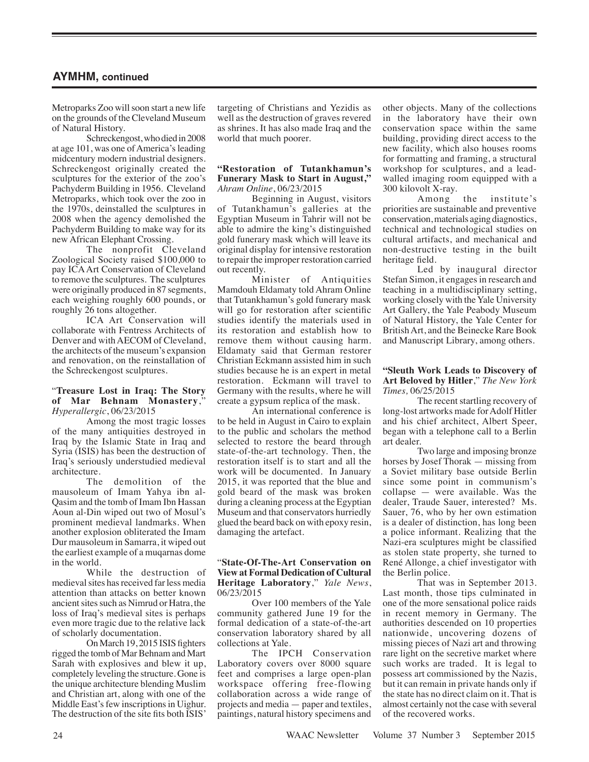## AYMHM, continued

Metroparks Zoo will soon start a new life on the grounds of the Cleveland Museum of Natural History.

Schreckengost, who died in 2008 at age 101, was one of America's leading midcentury modern industrial designers. Schreckengost originally created the sculptures for the exterior of the zoo's Pachyderm Building in 1956. Cleveland Metroparks, which took over the zoo in the 1970s, deinstalled the sculptures in 2008 when the agency demolished the Pachyderm Building to make way for its new African Elephant Crossing.

The nonprofit Cleveland Zoological Society raised $100,000 to pay ICA Art Conservation of Cleveland to remove the sculptures. The sculptures were originally produced in 87 segments, each weighing roughly 600 pounds, or roughly 26 tons altogether.

ICA Art Conservation will collaborate with Fentress Architects of Denver and with AECOM of Cleveland, the architects of the museum's expansion and renovation, on the reinstallation of the Schreckengost sculptures.

"**Treasure Lost in Iraq: The Story of Mar Behnam Monastery**," *Hyperallergic*, 06/23/2015

Among the most tragic losses of the many antiquities destroyed in Iraq by the Islamic State in Iraq and Syria (ISIS) has been the destruction of Iraq's seriously understudied medieval architecture.

The demolition of the mausoleum of Imam Yahya ibn al-Qasim and the tomb of Imam Ibn Hassan Aoun al-Din wiped out two of Mosul's prominent medieval landmarks. When another explosion obliterated the Imam Dur mausoleum in Samarra, it wiped out the earliest example of a muqarnas dome in the world.

While the destruction of medieval sites has received far less media attention than attacks on better known ancient sites such as Nimrud or Hatra, the loss of Iraq's medieval sites is perhaps even more tragic due to the relative lack of scholarly documentation.

On March 19, 2015 ISIS fighters rigged the tomb of Mar Behnam and Mart Sarah with explosives and blew it up, completely leveling the structure. Gone is the unique architecture blending Muslim and Christian art, along with one of the Middle East's few inscriptions in Uighur. The destruction of the site fits both ISIS' targeting of Christians and Yezidis as well as the destruction of graves revered as shrines. It has also made Iraq and the world that much poorer.

**"Restoration of Tutankhamun's Funerary Mask to Start in August,"** *Ahram Online*, 06/23/2015

Beginning in August, visitors of Tutankhamun's galleries at the Egyptian Museum in Tahrir will not be able to admire the king's distinguished gold funerary mask which will leave its original display for intensive restoration to repair the improper restoration carried out recently.

Minister of Antiquities Mamdouh Eldamaty told Ahram Online that Tutankhamun's gold funerary mask will go for restoration after scientific studies identify the materials used in its restoration and establish how to remove them without causing harm. Eldamaty said that German restorer Christian Eckmann assisted him in such studies because he is an expert in metal restoration. Eckmann will travel to Germany with the results, where he will create a gypsum replica of the mask.

An international conference is to be held in August in Cairo to explain to the public and scholars the method selected to restore the beard through state-of-the-art technology. Then, the restoration itself is to start and all the work will be documented. In January 2015, it was reported that the blue and gold beard of the mask was broken during a cleaning process at the Egyptian Museum and that conservators hurriedly glued the beard back on with epoxy resin, damaging the artefact.

"**State-Of-The-Art Conservation on View at Formal Dedication of Cultural Heritage Laboratory**," *Yale News*, 06/23/2015

Over 100 members of the Yale community gathered June 19 for the formal dedication of a state-of-the-art conservation laboratory shared by all collections at Yale.

The IPCH Conservation Laboratory covers over 8000 square feet and comprises a large open-plan workspace offering free-flowing collaboration across a wide range of projects and media — paper and textiles, paintings, natural history specimens and other objects. Many of the collections in the laboratory have their own conservation space within the same building, providing direct access to the new facility, which also houses rooms for formatting and framing, a structural workshop for sculptures, and a lead-walled imaging room equipped with a 300 kilovolt X-ray.

Among the institute's priorities are sustainable and preventive conservation, materials aging diagnostics, technical and technological studies on cultural artifacts, and mechanical and non-destructive testing in the built heritage field.

Led by inaugural director Stefan Simon, it engages in research and teaching in a multidisciplinary setting, working closely with the Yale University Art Gallery, the Yale Peabody Museum of Natural History, the Yale Center for British Art, and the Beinecke Rare Book and Manuscript Library, among others.

**"Sleuth Work Leads to Discovery of Art Beloved by Hitler**," *The New York Times,* 06/25/2015

The recent startling recovery of long-lost artworks made for Adolf Hitler and his chief architect, Albert Speer, began with a telephone call to a Berlin art dealer.

Two large and imposing bronze horses by Josef Thorak — missing from a Soviet military base outside Berlin since some point in communism's collapse — were available. Was the dealer, Traude Sauer, interested? Ms. Sauer, 76, who by her own estimation is a dealer of distinction, has long been a police informant. Realizing that the Nazi-era sculptures might be classified as stolen state property, she turned to René Allonge, a chief investigator with the Berlin police.

That was in September 2013. Last month, those tips culminated in one of the more sensational police raids in recent memory in Germany. The authorities descended on 10 properties nationwide, uncovering dozens of missing pieces of Nazi art and throwing rare light on the secretive market where such works are traded. It is legal to possess art commissioned by the Nazis, but it can remain in private hands only if the state has no direct claim on it. That is almost certainly not the case with several of the recovered works.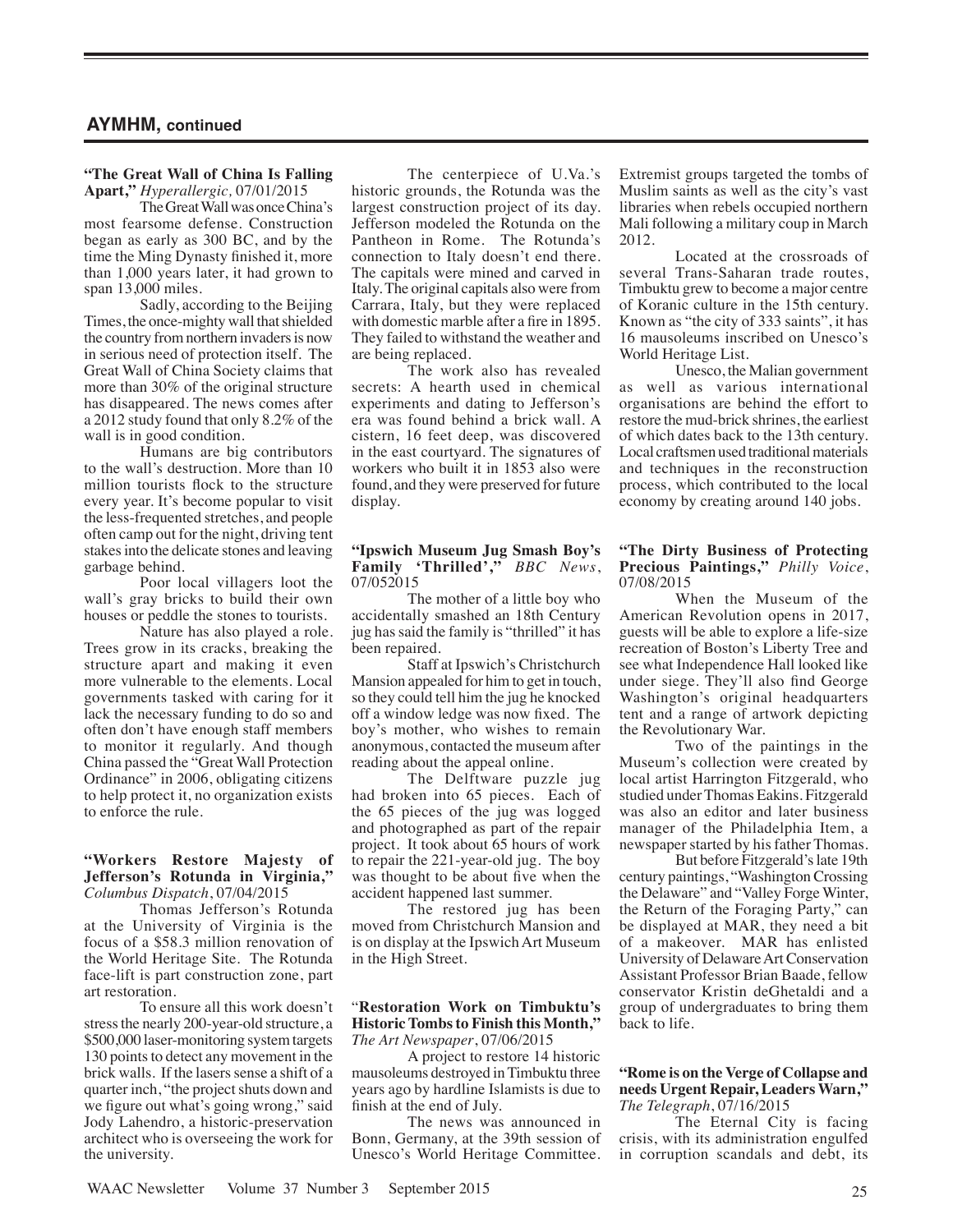## AYMHM, continued

**"The Great Wall of China Is Falling Apart,"** *Hyperallergic*, 07/01/2015

The Great Wall was once China's most fearsome defense. Construction began as early as 300 BC, and by the time the Ming Dynasty finished it, more than 1,000 years later, it had grown to span 13,000 miles.

Sadly, according to the Beijing Times, the once-mighty wall that shielded the country from northern invaders is now in serious need of protection itself. The Great Wall of China Society claims that more than 30% of the original structure has disappeared. The news comes after a 2012 study found that only 8.2% of the wall is in good condition.

Humans are big contributors to the wall's destruction. More than 10 million tourists flock to the structure every year. It's become popular to visit the less-frequented stretches, and people often camp out for the night, driving tent stakes into the delicate stones and leaving garbage behind.

Poor local villagers loot the wall's gray bricks to build their own houses or peddle the stones to tourists.

Nature has also played a role. Trees grow in its cracks, breaking the structure apart and making it even more vulnerable to the elements. Local governments tasked with caring for it lack the necessary funding to do so and often don't have enough staff members to monitor it regularly. And though China passed the "Great Wall Protection Ordinance" in 2006, obligating citizens to help protect it, no organization exists to enforce the rule.

**"Workers Restore Majesty of Jefferson's Rotunda in Virginia,"** *Columbus Dispatch*, 07/04/2015

Thomas Jefferson's Rotunda at the University of Virginia is the focus of a $58.3 million renovation of the World Heritage Site. The Rotunda face-lift is part construction zone, part art restoration.

To ensure all this work doesn't stress the nearly 200-year-old structure, a $500,000 laser-monitoring system targets 130 points to detect any movement in the brick walls. If the lasers sense a shift of a quarter inch, "the project shuts down and we figure out what's going wrong," said Jody Lahendro, a historic-preservation architect who is overseeing the work for the university.

The centerpiece of U.Va.'s historic grounds, the Rotunda was the largest construction project of its day. Jefferson modeled the Rotunda on the Pantheon in Rome. The Rotunda's connection to Italy doesn't end there. The capitals were mined and carved in Italy. The original capitals also were from Carrara, Italy, but they were replaced with domestic marble after a fire in 1895. They failed to withstand the weather and are being replaced.

The work also has revealed secrets: A hearth used in chemical experiments and dating to Jefferson's era was found behind a brick wall. A cistern, 16 feet deep, was discovered in the east courtyard. The signatures of workers who built it in 1853 also were found, and they were preserved for future display.

**"Ipswich Museum Jug Smash Boy's Family 'Thrilled',"** *BBC News*, 07/052015

The mother of a little boy who accidentally smashed an 18th Century jug has said the family is "thrilled" it has been repaired.

Staff at Ipswich's Christchurch Mansion appealed for him to get in touch, so they could tell him the jug he knocked off a window ledge was now fixed. The boy's mother, who wishes to remain anonymous, contacted the museum after reading about the appeal online.

The Delftware puzzle jug had broken into 65 pieces. Each of the 65 pieces of the jug was logged and photographed as part of the repair project. It took about 65 hours of work to repair the 221-year-old jug. The boy was thought to be about five when the accident happened last summer.

The restored jug has been moved from Christchurch Mansion and is on display at the Ipswich Art Museum in the High Street.

"**Restoration Work on Timbuktu's Historic Tombs to Finish this Month,"** *The Art Newspaper*, 07/06/2015

A project to restore 14 historic mausoleums destroyed in Timbuktu three years ago by hardline Islamists is due to finish at the end of July.

The news was announced in Bonn, Germany, at the 39th session of Unesco's World Heritage Committee. Extremist groups targeted the tombs of Muslim saints as well as the city's vast libraries when rebels occupied northern Mali following a military coup in March 2012.

Located at the crossroads of several Trans-Saharan trade routes, Timbuktu grew to become a major centre of Koranic culture in the 15th century. Known as "the city of 333 saints", it has 16 mausoleums inscribed on Unesco's World Heritage List.

Unesco, the Malian government as well as various international organisations are behind the effort to restore the mud-brick shrines, the earliest of which dates back to the 13th century. Local craftsmen used traditional materials and techniques in the reconstruction process, which contributed to the local economy by creating around 140 jobs.

**"The Dirty Business of Protecting Precious Paintings,"** *Philly Voice*, 07/08/2015

When the Museum of the American Revolution opens in 2017, guests will be able to explore a life-size recreation of Boston's Liberty Tree and see what Independence Hall looked like under siege. They'll also find George Washington's original headquarters tent and a range of artwork depicting the Revolutionary War.

Two of the paintings in the Museum's collection were created by local artist Harrington Fitzgerald, who studied under Thomas Eakins. Fitzgerald was also an editor and later business manager of the Philadelphia Item, a newspaper started by his father Thomas.

But before Fitzgerald's late 19th century paintings, "Washington Crossing the Delaware" and "Valley Forge Winter, the Return of the Foraging Party," can be displayed at MAR, they need a bit of a makeover. MAR has enlisted University of Delaware Art Conservation Assistant Professor Brian Baade, fellow conservator Kristin deGhetaldi and a group of undergraduates to bring them back to life.

**"Rome is on the Verge of Collapse and needs Urgent Repair, Leaders Warn,"** *The Telegraph*, 07/16/2015

The Eternal City is facing crisis, with its administration engulfed in corruption scandals and debt, its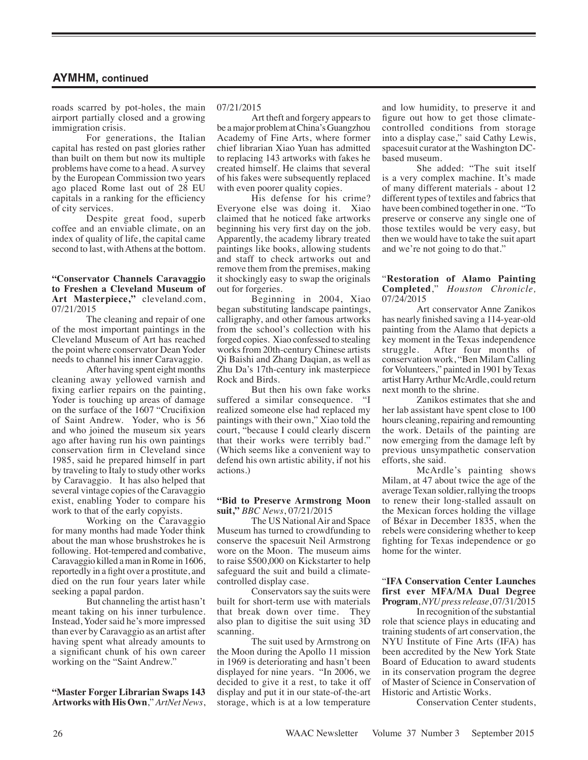## AYMHM, continued

roads scarred by pot-holes, the main airport partially closed and a growing immigration crisis.

For generations, the Italian capital has rested on past glories rather than built on them but now its multiple problems have come to a head. A survey by the European Commission two years ago placed Rome last out of 28 EU capitals in a ranking for the efficiency of city services.

Despite great food, superb coffee and an enviable climate, on an index of quality of life, the capital came second to last, with Athens at the bottom.

**"Conservator Channels Caravaggio to Freshen a Cleveland Museum of Art Masterpiece,"** cleveland.com, 07/21/2015

The cleaning and repair of one of the most important paintings in the Cleveland Museum of Art has reached the point where conservator Dean Yoder needs to channel his inner Caravaggio.

After having spent eight months cleaning away yellowed varnish and fixing earlier repairs on the painting, Yoder is touching up areas of damage on the surface of the 1607 "Crucifixion of Saint Andrew. Yoder, who is 56 and who joined the museum six years ago after having run his own paintings conservation firm in Cleveland since 1985, said he prepared himself in part by traveling to Italy to study other works by Caravaggio. It has also helped that several vintage copies of the Caravaggio exist, enabling Yoder to compare his work to that of the early copyists.

Working on the Caravaggio for many months had made Yoder think about the man whose brushstrokes he is following. Hot-tempered and combative, Caravaggio killed a man in Rome in 1606, reportedly in a fight over a prostitute, and died on the run four years later while seeking a papal pardon.

But channeling the artist hasn't meant taking on his inner turbulence. Instead, Yoder said he's more impressed than ever by Caravaggio as an artist after having spent what already amounts to a significant chunk of his own career working on the "Saint Andrew."

**"Master Forger Librarian Swaps 143 Artworks with His Own**," *ArtNet News*, 07/21/2015

Art theft and forgery appears to be a major problem at China's Guangzhou Academy of Fine Arts, where former chief librarian Xiao Yuan has admitted to replacing 143 artworks with fakes he created himself. He claims that several of his fakes were subsequently replaced with even poorer quality copies.

His defense for his crime? Everyone else was doing it. Xiao claimed that he noticed fake artworks beginning his very first day on the job. Apparently, the academy library treated paintings like books, allowing students and staff to check artworks out and remove them from the premises, making it shockingly easy to swap the originals out for forgeries.

Beginning in 2004, Xiao began substituting landscape paintings, calligraphy, and other famous artworks from the school's collection with his forged copies. Xiao confessed to stealing works from 20th-century Chinese artists Qi Baishi and Zhang Daqian, as well as Zhu Da's 17th-century ink masterpiece Rock and Birds.

But then his own fake works suffered a similar consequence. "I realized someone else had replaced my paintings with their own," Xiao told the court, "because I could clearly discern that their works were terribly bad." (Which seems like a convenient way to defend his own artistic ability, if not his actions.)

**"Bid to Preserve Armstrong Moon suit,"** *BBC News*, 07/21/2015

The US National Air and Space Museum has turned to crowdfunding to conserve the spacesuit Neil Armstrong wore on the Moon. The museum aims to raise $500,000 on Kickstarter to help safeguard the suit and build a climate-controlled display case.

Conservators say the suits were built for short-term use with materials that break down over time. They also plan to digitise the suit using 3D scanning.

The suit used by Armstrong on the Moon during the Apollo 11 mission in 1969 is deteriorating and hasn't been displayed for nine years. "In 2006, we decided to give it a rest, to take it off display and put it in our state-of-the-art storage, which is at a low temperature and low humidity, to preserve it and figure out how to get those climate-controlled conditions from storage into a display case," said Cathy Lewis, spacesuit curator at the Washington DC-based museum.

She added: "The suit itself is a very complex machine. It's made of many different materials - about 12 different types of textiles and fabrics that have been combined together in one. "To preserve or conserve any single one of those textiles would be very easy, but then we would have to take the suit apart and we're not going to do that."

"**Restoration of Alamo Painting Completed**," *Houston Chronicle,* 07/24/2015

Art conservator Anne Zanikos has nearly finished saving a 114-year-old painting from the Alamo that depicts a key moment in the Texas independence struggle. After four months of conservation work, "Ben Milam Calling for Volunteers," painted in 1901 by Texas artist Harry Arthur McArdle, could return next month to the shrine.

Zanikos estimates that she and her lab assistant have spent close to 100 hours cleaning, repairing and remounting the work. Details of the painting are now emerging from the damage left by previous unsympathetic conservation efforts, she said.

McArdle's painting shows Milam, at 47 about twice the age of the average Texan soldier, rallying the troops to renew their long-stalled assault on the Mexican forces holding the village of Béxar in December 1835, when the rebels were considering whether to keep fighting for Texas independence or go home for the winter.

"**IFA Conservation Center Launches first ever MFA/MA Dual Degree Program**, *NYU press release*, 07/31/2015

In recognition of the substantial role that science plays in educating and training students of art conservation, the NYU Institute of Fine Arts (IFA) has been accredited by the New York State Board of Education to award students in its conservation program the degree of Master of Science in Conservation of Historic and Artistic Works.

Conservation Center students,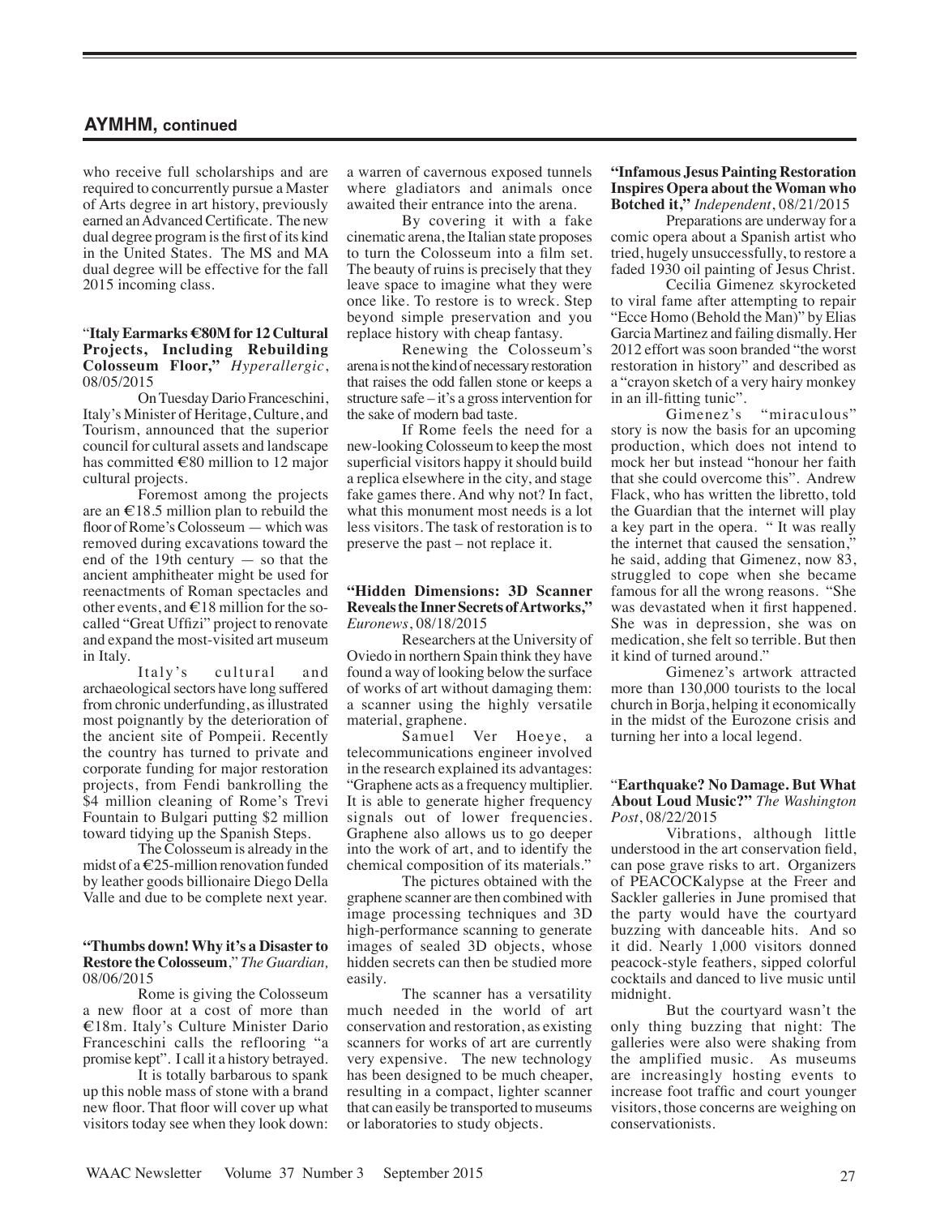## AYMHM, continued

who receive full scholarships and are required to concurrently pursue a Master of Arts degree in art history, previously earned an Advanced Certificate. The new dual degree program is the first of its kind in the United States. The MS and MA dual degree will be effective for the fall 2015 incoming class.

"**Italy Earmarks €80M for 12 Cultural Projects, Including Rebuilding Colosseum Floor,"** *Hyperallergic*, 08/05/2015

On Tuesday Dario Franceschini, Italy's Minister of Heritage, Culture, and Tourism, announced that the superior council for cultural assets and landscape has committed €80 million to 12 major cultural projects.

Foremost among the projects are an €18.5 million plan to rebuild the floor of Rome's Colosseum — which was removed during excavations toward the end of the 19th century — so that the ancient amphitheater might be used for reenactments of Roman spectacles and other events, and €18 million for the so-called "Great Uffizi" project to renovate and expand the most-visited art museum in Italy.

Italy's cultural and archaeological sectors have long suffered from chronic underfunding, as illustrated most poignantly by the deterioration of the ancient site of Pompeii. Recently the country has turned to private and corporate funding for major restoration projects, from Fendi bankrolling the $4 million cleaning of Rome's Trevi Fountain to Bulgari putting $2 million toward tidying up the Spanish Steps.

The Colosseum is already in the midst of a €25-million renovation funded by leather goods billionaire Diego Della Valle and due to be complete next year.

**"Thumbs down! Why it's a Disaster to Restore the Colosseum**," *The Guardian,* 08/06/2015

Rome is giving the Colosseum a new floor at a cost of more than €18m. Italy's Culture Minister Dario Franceschini calls the reflooring "a promise kept". I call it a history betrayed.

It is totally barbarous to spank up this noble mass of stone with a brand new floor. That floor will cover up what visitors today see when they look down: a warren of cavernous exposed tunnels where gladiators and animals once awaited their entrance into the arena.

By covering it with a fake cinematic arena, the Italian state proposes to turn the Colosseum into a film set. The beauty of ruins is precisely that they leave space to imagine what they were once like. To restore is to wreck. Step beyond simple preservation and you replace history with cheap fantasy.

Renewing the Colosseum's arena is not the kind of necessary restoration that raises the odd fallen stone or keeps a structure safe – it's a gross intervention for the sake of modern bad taste.

If Rome feels the need for a new-looking Colosseum to keep the most superficial visitors happy it should build a replica elsewhere in the city, and stage fake games there. And why not? In fact, what this monument most needs is a lot less visitors. The task of restoration is to preserve the past – not replace it.

**"Hidden Dimensions: 3D Scanner Reveals the Inner Secrets of Artworks,"** *Euronews*, 08/18/2015

Researchers at the University of Oviedo in northern Spain think they have found a way of looking below the surface of works of art without damaging them: a scanner using the highly versatile material, graphene.

Samuel Ver Hoeye, a telecommunications engineer involved in the research explained its advantages: "Graphene acts as a frequency multiplier. It is able to generate higher frequency signals out of lower frequencies. Graphene also allows us to go deeper into the work of art, and to identify the chemical composition of its materials."

The pictures obtained with the graphene scanner are then combined with image processing techniques and 3D high-performance scanning to generate images of sealed 3D objects, whose hidden secrets can then be studied more easily.

The scanner has a versatility much needed in the world of art conservation and restoration, as existing scanners for works of art are currently very expensive. The new technology has been designed to be much cheaper, resulting in a compact, lighter scanner that can easily be transported to museums or laboratories to study objects.

**"Infamous Jesus Painting Restoration Inspires Opera about the Woman who Botched it,"** *Independent*, 08/21/2015

Preparations are underway for a comic opera about a Spanish artist who tried, hugely unsuccessfully, to restore a faded 1930 oil painting of Jesus Christ.

Cecilia Gimenez skyrocketed to viral fame after attempting to repair "Ecce Homo (Behold the Man)" by Elias Garcia Martinez and failing dismally. Her 2012 effort was soon branded "the worst restoration in history" and described as a "crayon sketch of a very hairy monkey in an ill-fitting tunic".

Gimenez's "miraculous" story is now the basis for an upcoming production, which does not intend to mock her but instead "honour her faith that she could overcome this". Andrew Flack, who has written the libretto, told the Guardian that the internet will play a key part in the opera. " It was really the internet that caused the sensation," he said, adding that Gimenez, now 83, struggled to cope when she became famous for all the wrong reasons. "She was devastated when it first happened. She was in depression, she was on medication, she felt so terrible. But then it kind of turned around."

Gimenez's artwork attracted more than 130,000 tourists to the local church in Borja, helping it economically in the midst of the Eurozone crisis and turning her into a local legend.

"**Earthquake? No Damage. But What About Loud Music?"** *The Washington Post*, 08/22/2015

Vibrations, although little understood in the art conservation field, can pose grave risks to art. Organizers of PEACOCKalypse at the Freer and Sackler galleries in June promised that the party would have the courtyard buzzing with danceable hits. And so it did. Nearly 1,000 visitors donned peacock-style feathers, sipped colorful cocktails and danced to live music until midnight.

But the courtyard wasn't the only thing buzzing that night: The galleries were also were shaking from the amplified music. As museums are increasingly hosting events to increase foot traffic and court younger visitors, those concerns are weighing on conservationists.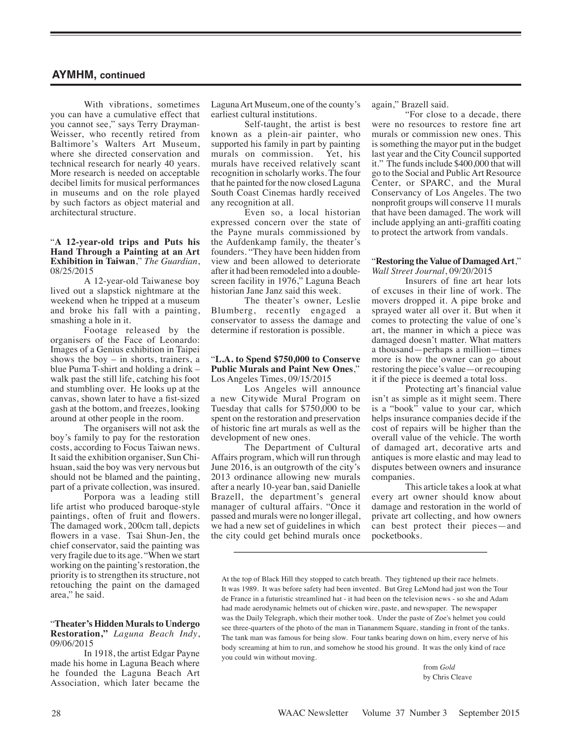## AYMHM, continued

With vibrations, sometimes you can have a cumulative effect that you cannot see," says Terry Drayman-Weisser, who recently retired from Baltimore's Walters Art Museum, where she directed conservation and technical research for nearly 40 years. More research is needed on acceptable decibel limits for musical performances in museums and on the role played by such factors as object material and architectural structure.

"**A 12-year-old trips and Puts his Hand Through a Painting at an Art Exhibition in Taiwan**," *The Guardian*, 08/25/2015

A 12-year-old Taiwanese boy lived out a slapstick nightmare at the weekend when he tripped at a museum and broke his fall with a painting, smashing a hole in it.

Footage released by the organisers of the Face of Leonardo: Images of a Genius exhibition in Taipei shows the boy – in shorts, trainers, a blue Puma T-shirt and holding a drink – walk past the still life, catching his foot and stumbling over. He looks up at the canvas, shown later to have a fist-sized gash at the bottom, and freezes, looking around at other people in the room.

The organisers will not ask the boy's family to pay for the restoration costs, according to Focus Taiwan news. It said the exhibition organiser, Sun Chi-hsuan, said the boy was very nervous but should not be blamed and the painting, part of a private collection, was insured.

Porpora was a leading still life artist who produced baroque-style paintings, often of fruit and flowers. The damaged work, 200cm tall, depicts flowers in a vase. Tsai Shun-Jen, the chief conservator, said the painting was very fragile due to its age. "When we start working on the painting's restoration, the priority is to strengthen its structure, not retouching the paint on the damaged area," he said.

"**Theater's Hidden Murals to Undergo Restoration,**" *Laguna Beach Indy*, 09/06/2015

In 1918, the artist Edgar Payne made his home in Laguna Beach where he founded the Laguna Beach Art Association, which later became the Laguna Art Museum, one of the county's earliest cultural institutions.

Self-taught, the artist is best known as a plein-air painter, who supported his family in part by painting murals on commission. Yet, his murals have received relatively scant recognition in scholarly works. The four that he painted for the now closed Laguna South Coast Cinemas hardly received any recognition at all.

Even so, a local historian expressed concern over the state of the Payne murals commissioned by the Aufdenkamp family, the theater's founders. "They have been hidden from view and been allowed to deteriorate after it had been remodeled into a double-screen facility in 1976," Laguna Beach historian Jane Janz said this week.

The theater's owner, Leslie Blumberg, recently engaged a conservator to assess the damage and determine if restoration is possible.

"**L.A. to Spend $750,000 to Conserve Public Murals and Paint New Ones**," Los Angeles Times, 09/15/2015

Los Angeles will announce a new Citywide Mural Program on Tuesday that calls for $750,000 to be spent on the restoration and preservation of historic fine art murals as well as the development of new ones.

The Department of Cultural Affairs program, which will run through June 2016, is an outgrowth of the city's 2013 ordinance allowing new murals after a nearly 10-year ban, said Danielle Brazell, the department's general manager of cultural affairs. "Once it passed and murals were no longer illegal, we had a new set of guidelines in which the city could get behind murals once again," Brazell said.

"For close to a decade, there were no resources to restore fine art murals or commission new ones. This is something the mayor put in the budget last year and the City Council supported it." The funds include $400,000 that will go to the Social and Public Art Resource Center, or SPARC, and the Mural Conservancy of Los Angeles. The two nonprofit groups will conserve 11 murals that have been damaged. The work will include applying an anti-graffiti coating to protect the artwork from vandals.

"**Restoring the Value of Damaged Art**," *Wall Street Journal*, 09/20/2015

Insurers of fine art hear lots of excuses in their line of work. The movers dropped it. A pipe broke and sprayed water all over it. But when it comes to protecting the value of one's art, the manner in which a piece was damaged doesn't matter. What matters a thousand—perhaps a million—times more is how the owner can go about restoring the piece's value—or recouping it if the piece is deemed a total loss.

Protecting art's financial value isn't as simple as it might seem. There is a "book" value to your car, which helps insurance companies decide if the cost of repairs will be higher than the overall value of the vehicle. The worth of damaged art, decorative arts and antiques is more elastic and may lead to disputes between owners and insurance companies.

This article takes a look at what every art owner should know about damage and restoration in the world of private art collecting, and how owners can best protect their pieces—and pocketbooks.

---

At the top of Black Hill they stopped to catch breath. They tightened up their race helmets. It was 1989. It was before safety had been invented. But Greg LeMond had just won the Tour de France in a futuristic streamlined hat - it had been on the television news - so she and Adam had made aerodynamic helmets out of chicken wire, paste, and newspaper. The newspaper was the Daily Telegraph, which their mother took. Under the paste of Zoe's helmet you could see three-quarters of the photo of the man in Tiananmem Square, standing in front of the tanks. The tank man was famous for being slow. Four tanks bearing down on him, every nerve of his body screaming at him to run, and somehow he stood his ground. It was the only kind of race you could win without moving.

from *Gold*
by Chris Cleave